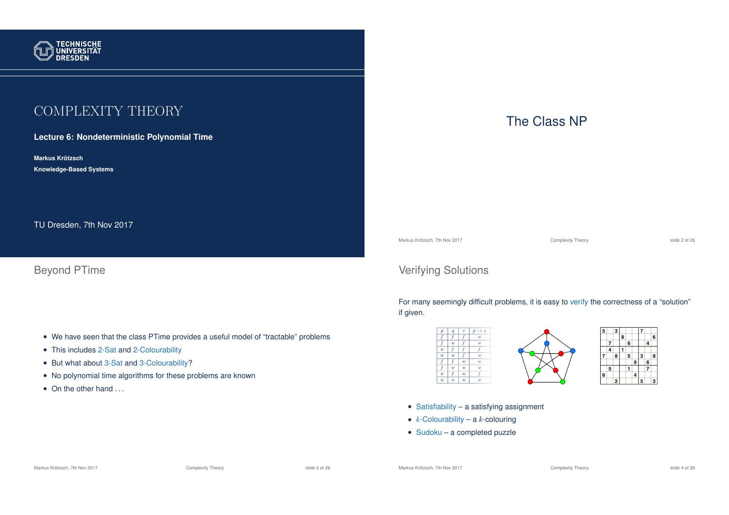# Complexity Theory

**Lecture 6: Nondeterministic Polynomial Time**

**Markus Krötzsch**

**Knowledge-Based Systems**

TU Dresden, 7th Nov 2017

# The Class NP

## Beyond PTime

- We have seen that the class PTime provides a useful model of "tractable" problems
- This includes 2-Sat and 2-Colourability
- But what about 3-Sat and 3-Colourability?
- No polynomial time algorithms for these problems are known
- On the other hand . . .

## Verifying Solutions

For many seemingly difficult problems, it is easy to verify the correctness of a "solution" if given.

| $p$ | $q$ | $r$ | $p \to q$ |
|---|---|---|---|
| $f$ | $f$ | $f$ | $w$ |
| $f$ | $w$ | $f$ | $w$ |
| $w$ | $f$ | $f$ | $f$ |
| $w$ | $w$ | $f$ | $w$ |
| $f$ | $f$ | $w$ | $w$ |
| $f$ | $w$ | $w$ | $w$ |
| $w$ | $f$ | $w$ | $f$ |
| $w$ | $w$ | $w$ | $w$ |

- Satisfiability – a satisfying assignment
- $k$-Colourability – a $k$-colouring
- Sudoku – a completed puzzle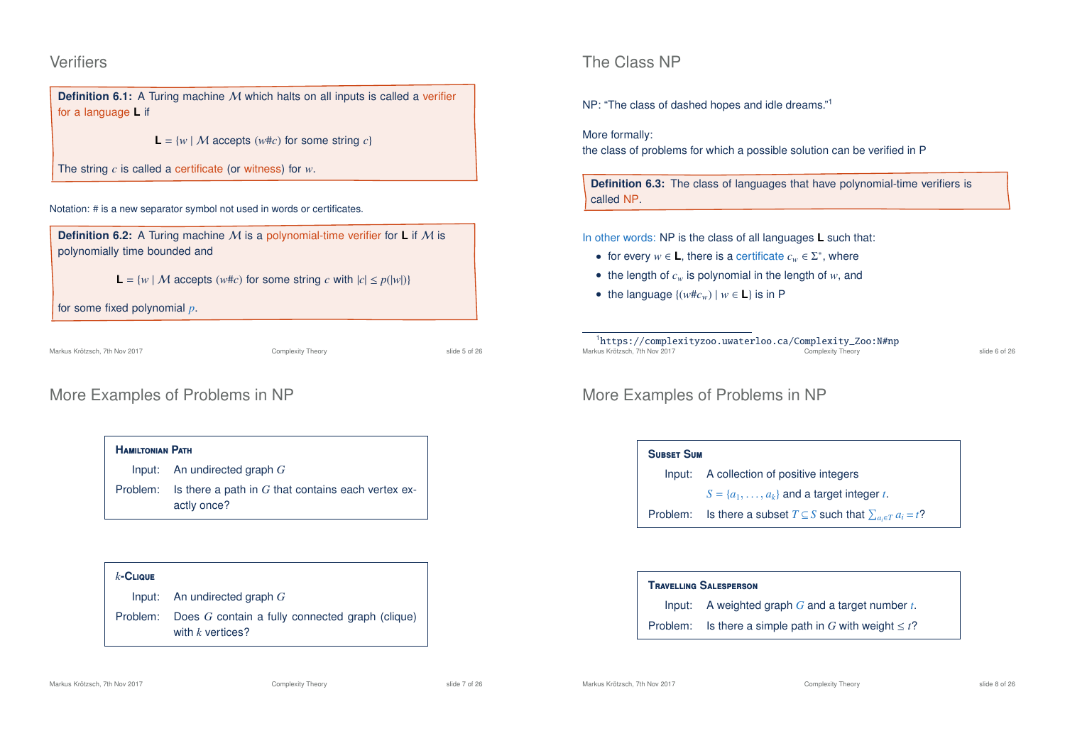## Verifiers

**Definition 6.1:** A Turing machine $\mathcal{M}$ which halts on all inputs is called a verifier for a language **L** if

$$\mathbf{L} = \{w \mid \mathcal{M} \text{ accepts } (w\#c) \text{ for some string } c\}$$

The string $c$ is called a certificate (or witness) for $w$.

Notation: # is a new separator symbol not used in words or certificates.

**Definition 6.2:** A Turing machine $\mathcal{M}$ is a polynomial-time verifier for **L** if $\mathcal{M}$ is polynomially time bounded and

$$\mathbf{L} = \{w \mid \mathcal{M} \text{ accepts } (w\#c) \text{ for some string } c \text{ with } |c| \leq p(|w|)\}$$

for some fixed polynomial $p$.

## The Class NP

NP: "The class of dashed hopes and idle dreams."[1]

More formally:
the class of problems for which a possible solution can be verified in P

**Definition 6.3:** The class of languages that have polynomial-time verifiers is called NP.

In other words: NP is the class of all languages **L** such that:

- for every $w \in \mathbf{L}$, there is a certificate $c_w \in \Sigma^*$, where
- the length of $c_w$ is polynomial in the length of $w$, and
- the language $\{(w\#c_w) \mid w \in \mathbf{L}\}$ is in P

[1] https://complexityzoo.uwaterloo.ca/Complexity_Zoo:N#np

## More Examples of Problems in NP

**Hamiltonian Path**

Input: An undirected graph $G$

Problem: Is there a path in $G$ that contains each vertex exactly once?

**$k$-Clique**

Input: An undirected graph $G$

Problem: Does $G$ contain a fully connected graph (clique) with $k$ vertices?

## More Examples of Problems in NP

**Subset Sum**

Input: A collection of positive integers $S = \{a_1, \ldots, a_k\}$ and a target integer $t$.

Problem: Is there a subset $T \subseteq S$ such that $\sum_{a_i \in T} a_i = t$?

**Travelling Salesperson**

Input: A weighted graph $G$ and a target number $t$.

Problem: Is there a simple path in $G$ with weight $\leq t$?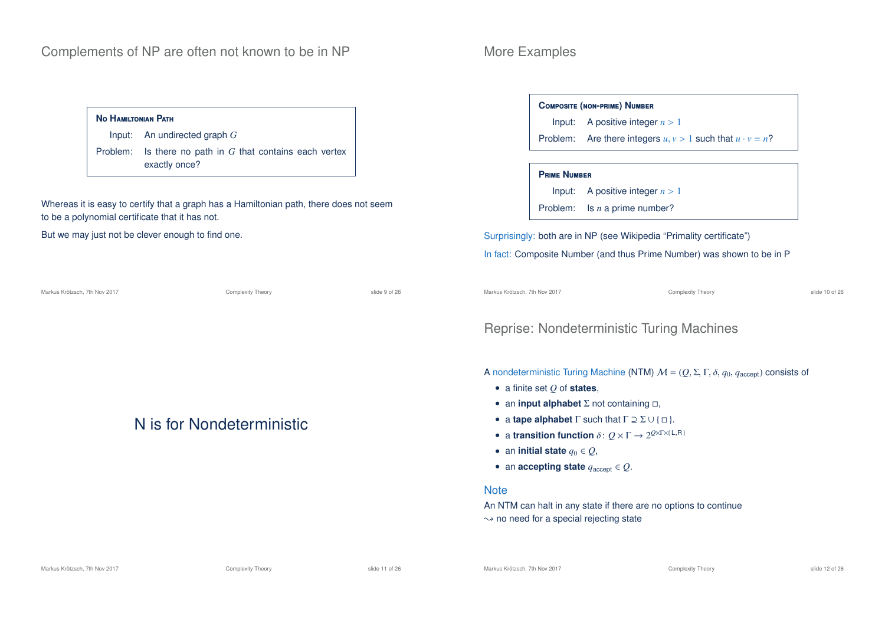## Complements of NP are often not known to be in NP

**No Hamiltonian Path**

Input: An undirected graph $G$

Problem: Is there no path in $G$ that contains each vertex exactly once?

Whereas it is easy to certify that a graph has a Hamiltonian path, there does not seem to be a polynomial certificate that it has not.

But we may just not be clever enough to find one.

## More Examples

**Composite (non-prime) Number**

Input: A positive integer $n > 1$

Problem: Are there integers $u, v > 1$ such that $u \cdot v = n$?

**Prime Number**

Input: A positive integer $n > 1$

Problem: Is $n$ a prime number?

Surprisingly: both are in NP (see Wikipedia "Primality certificate")

In fact: Composite Number (and thus Prime Number) was shown to be in P

# N is for Nondeterministic

## Reprise: Nondeterministic Turing Machines

A nondeterministic Turing Machine (NTM) $\mathcal{M} = (Q, \Sigma, \Gamma, \delta, q_0, q_{\text{accept}})$ consists of

- a finite set $Q$ of **states**,
- an **input alphabet** $\Sigma$ not containing $\square$,
- a **tape alphabet** $\Gamma$ such that $\Gamma \supseteq \Sigma \cup \{\square\}$.
- a **transition function** $\delta\colon Q \times \Gamma \to 2^{Q \times \Gamma \times \{L,R\}}$
- an **initial state** $q_0 \in Q$,
- an **accepting state** $q_{\text{accept}} \in Q$.

**Note**

An NTM can halt in any state if there are no options to continue
$\rightsquigarrow$ no need for a special rejecting state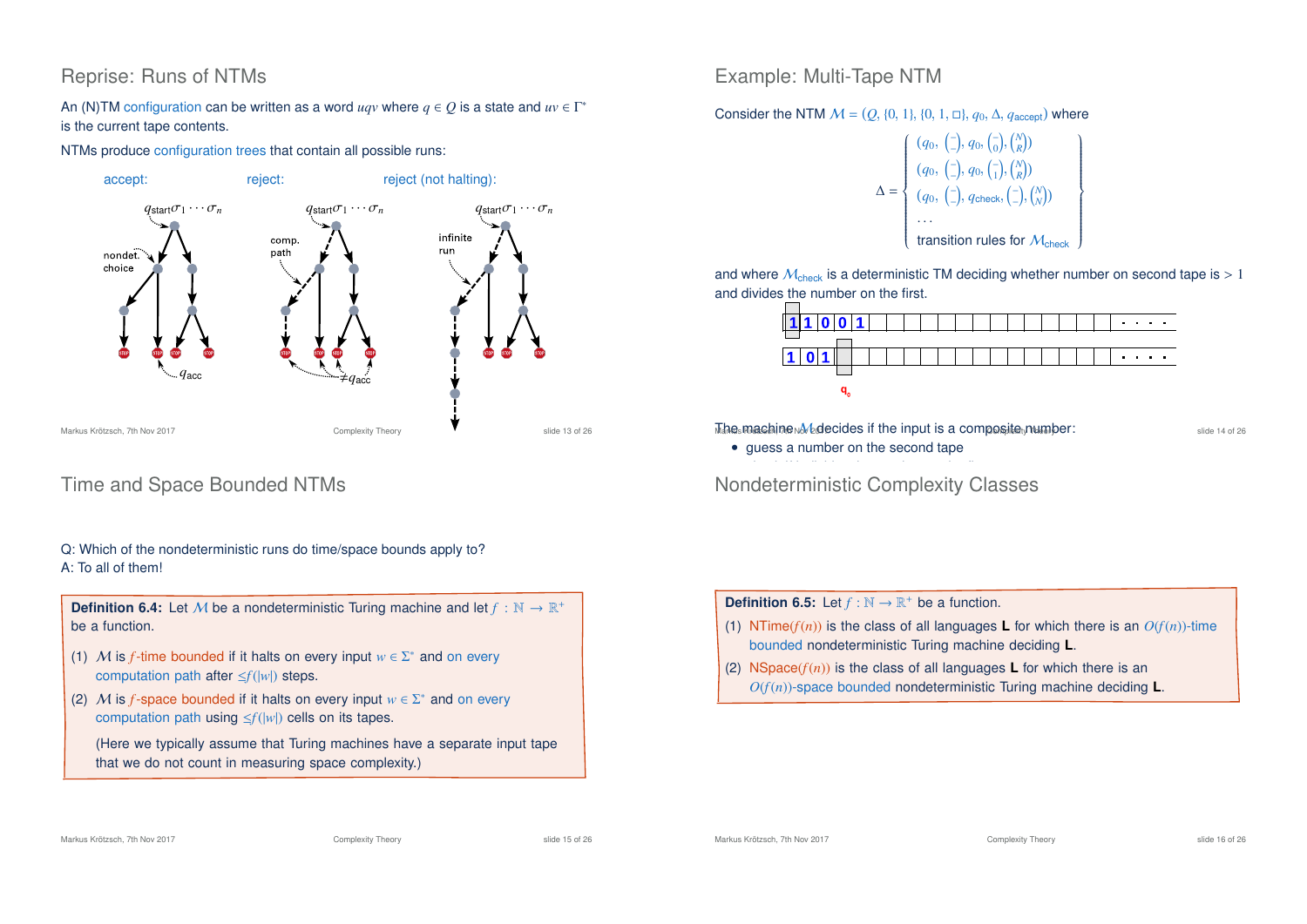## Reprise: Runs of NTMs

An (N)TM configuration can be written as a word $uqv$ where $q \in Q$ is a state and $uv \in \Gamma^*$ is the current tape contents.

NTMs produce configuration trees that contain all possible runs:

accept: reject: reject (not halting):

$q_{\text{start}}\sigma_1 \cdots \sigma_n$

nondet. choice

comp. path

infinite run

$q_{\text{acc}}$

$\neq q_{\text{acc}}$

## Example: Multi-Tape NTM

Consider the NTM $\mathcal{M} = (Q, \{0,1\}, \{0,1,\square\}, q_0, \Delta, q_{\text{accept}})$ where

$$\Delta = \left\{ \begin{array}{l} (q_0, \binom{-}{\_}, q_0, \binom{-}{0}, \binom{N}{R}) \\ (q_0, \binom{-}{\_}, q_0, \binom{-}{1}, \binom{N}{R}) \\ (q_0, \binom{-}{\_}, q_{\text{check}}, \binom{-}{\_}, \binom{N}{N}) \\ \ldots \\ \text{transition rules for } \mathcal{M}_{\text{check}} \end{array} \right\}$$

and where $\mathcal{M}_{\text{check}}$ is a deterministic TM deciding whether number on second tape is $> 1$ and divides the number on the first.

| 1 | 1 | 0 | 0 | 1 | … |
|---|---|---|---|---|---|
| 1 | 0 | 1 | | | … |

$q_0$

The machine $\mathcal{M}$ decides if the input is a composite number:

- guess a number on the second tape

## Time and Space Bounded NTMs

Q: Which of the nondeterministic runs do time/space bounds apply to?
A: To all of them!

**Definition 6.4:** Let $\mathcal{M}$ be a nondeterministic Turing machine and let $f : \mathbb{N} \to \mathbb{R}^+$ be a function.

(1) $\mathcal{M}$ is $f$-time bounded if it halts on every input $w \in \Sigma^*$ and on every computation path after $\leq f(|w|)$ steps.

(2) $\mathcal{M}$ is $f$-space bounded if it halts on every input $w \in \Sigma^*$ and on every computation path using $\leq f(|w|)$ cells on its tapes.

(Here we typically assume that Turing machines have a separate input tape that we do not count in measuring space complexity.)

## Nondeterministic Complexity Classes

**Definition 6.5:** Let $f : \mathbb{N} \to \mathbb{R}^+$ be a function.

(1) $\text{NTime}(f(n))$ is the class of all languages **L** for which there is an $O(f(n))$-time bounded nondeterministic Turing machine deciding **L**.

(2) $\text{NSpace}(f(n))$ is the class of all languages **L** for which there is an $O(f(n))$-space bounded nondeterministic Turing machine deciding **L**.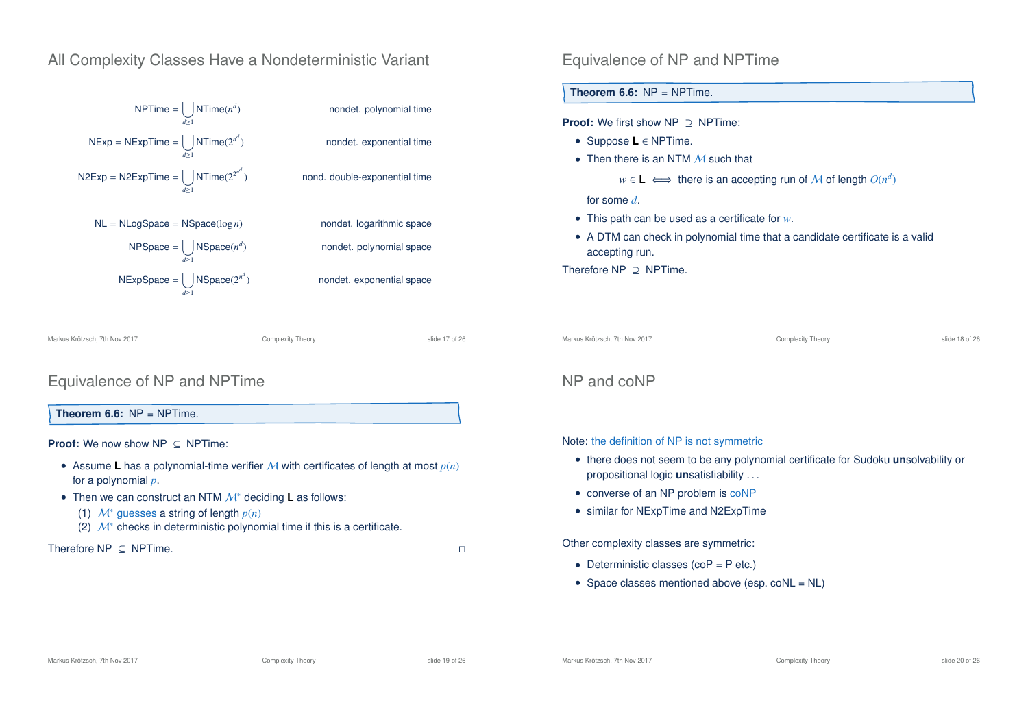## All Complexity Classes Have a Nondeterministic Variant

| | |
|---|---|
| $\text{NPTime} = \bigcup_{d \geq 1} \text{NTime}(n^d)$ | nondet. polynomial time |
| $\text{NExp} = \text{NExpTime} = \bigcup_{d \geq 1} \text{NTime}(2^{n^d})$ | nondet. exponential time |
| $\text{N2Exp} = \text{N2ExpTime} = \bigcup_{d \geq 1} \text{NTime}(2^{2^{n^d}})$ | nond. double-exponential time |
| $\text{NL} = \text{NLogSpace} = \text{NSpace}(\log n)$ | nondet. logarithmic space |
| $\text{NPSpace} = \bigcup_{d \geq 1} \text{NSpace}(n^d)$ | nondet. polynomial space |
| $\text{NExpSpace} = \bigcup_{d \geq 1} \text{NSpace}(2^{n^d})$ | nondet. exponential space |

## Equivalence of NP and NPTime

**Theorem 6.6:** NP = NPTime.

**Proof:** We first show NP $\supseteq$ NPTime:

- Suppose **L** $\in$ NPTime.
- Then there is an NTM $\mathcal{M}$ such that

  $$w \in \mathbf{L} \iff \text{there is an accepting run of } \mathcal{M} \text{ of length } O(n^d)$$

  for some $d$.
- This path can be used as a certificate for $w$.
- A DTM can check in polynomial time that a candidate certificate is a valid accepting run.

Therefore NP $\supseteq$ NPTime.

## Equivalence of NP and NPTime

**Theorem 6.6:** NP = NPTime.

**Proof:** We now show NP $\subseteq$ NPTime:

- Assume **L** has a polynomial-time verifier $\mathcal{M}$ with certificates of length at most $p(n)$ for a polynomial $p$.
- Then we can construct an NTM $\mathcal{M}^*$ deciding **L** as follows:
  (1) $\mathcal{M}^*$ guesses a string of length $p(n)$
  (2) $\mathcal{M}^*$ checks in deterministic polynomial time if this is a certificate.

Therefore NP $\subseteq$ NPTime. □

## NP and coNP

Note: the definition of NP is not symmetric

- there does not seem to be any polynomial certificate for Sudoku **un**solvability or propositional logic **un**satisfiability . . .
- converse of an NP problem is coNP
- similar for NExpTime and N2ExpTime

Other complexity classes are symmetric:

- Deterministic classes (coP = P etc.)
- Space classes mentioned above (esp. coNL = NL)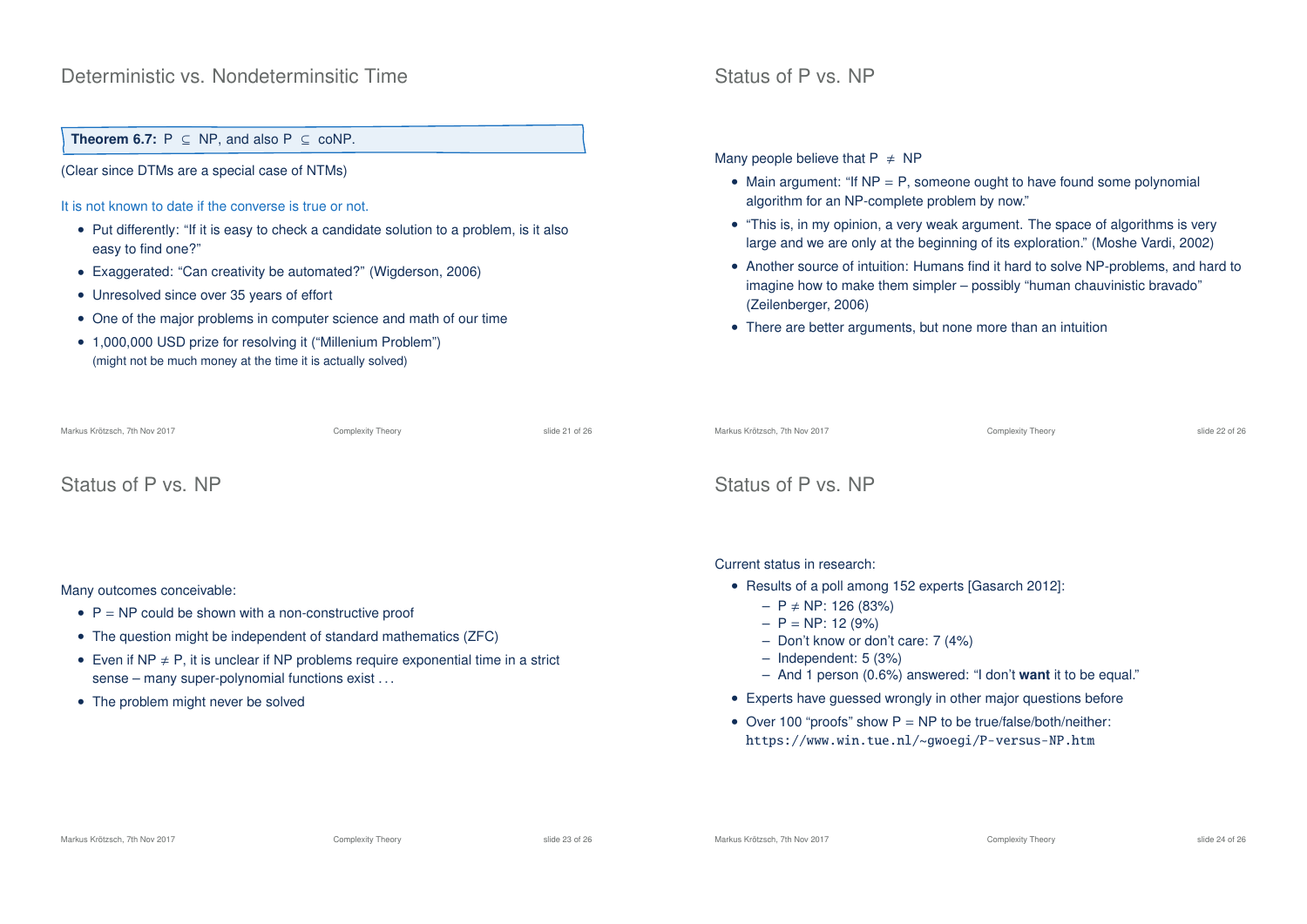## Deterministic vs. Nondeterminsitic Time

**Theorem 6.7:** $P \subseteq NP$, and also $P \subseteq coNP$.

(Clear since DTMs are a special case of NTMs)

It is not known to date if the converse is true or not.

- Put differently: "If it is easy to check a candidate solution to a problem, is it also easy to find one?"
- Exaggerated: "Can creativity be automated?" (Wigderson, 2006)
- Unresolved since over 35 years of effort
- One of the major problems in computer science and math of our time
- 1,000,000 USD prize for resolving it ("Millenium Problem") (might not be much money at the time it is actually solved)

## Status of P vs. NP

Many people believe that $P \neq NP$

- Main argument: "If NP = P, someone ought to have found some polynomial algorithm for an NP-complete problem by now."
- "This is, in my opinion, a very weak argument. The space of algorithms is very large and we are only at the beginning of its exploration." (Moshe Vardi, 2002)
- Another source of intuition: Humans find it hard to solve NP-problems, and hard to imagine how to make them simpler – possibly "human chauvinistic bravado" (Zeilenberger, 2006)
- There are better arguments, but none more than an intuition

## Status of P vs. NP

Many outcomes conceivable:

- P = NP could be shown with a non-constructive proof
- The question might be independent of standard mathematics (ZFC)
- Even if $NP \neq P$, it is unclear if NP problems require exponential time in a strict sense – many super-polynomial functions exist ...
- The problem might never be solved

## Status of P vs. NP

Current status in research:

- Results of a poll among 152 experts [Gasarch 2012]:
  - $P \neq NP$: 126 (83%)
  - P = NP: 12 (9%)
  - Don't know or don't care: 7 (4%)
  - Independent: 5 (3%)
  - And 1 person (0.6%) answered: "I don't **want** it to be equal."
- Experts have guessed wrongly in other major questions before
- Over 100 "proofs" show P = NP to be true/false/both/neither: `https://www.win.tue.nl/~gwoegi/P-versus-NP.htm`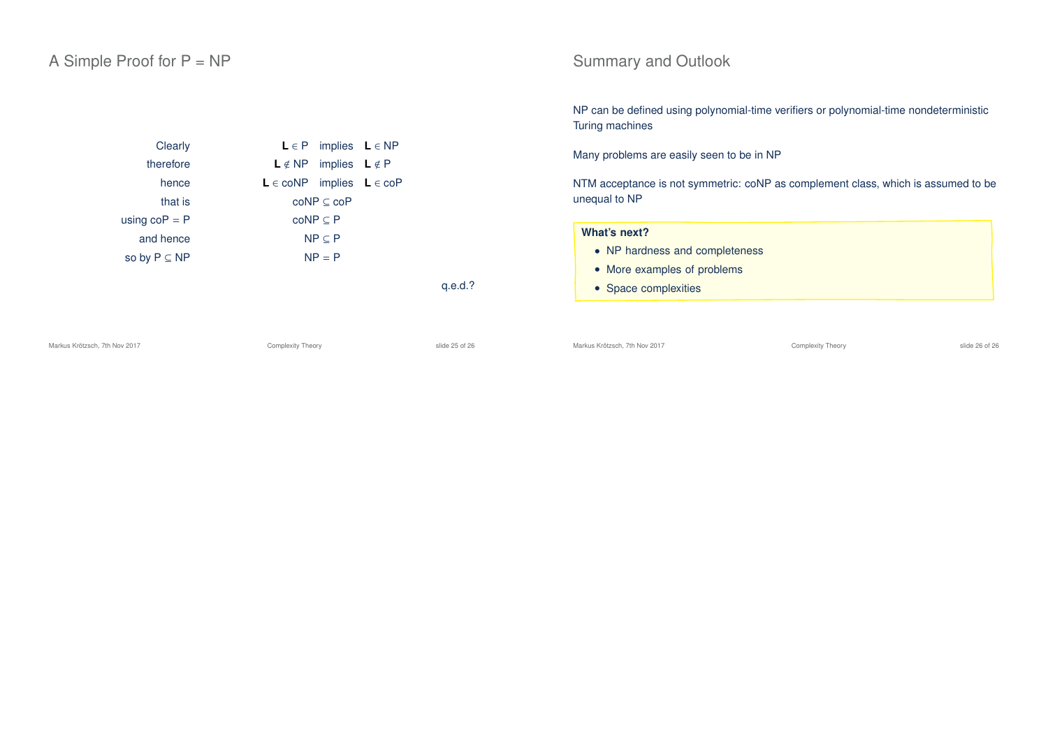## A Simple Proof for P = NP

| | | | |
|---|---|---|---|
| Clearly | $\mathbf{L} \in \mathrm{P}$ | implies | $\mathbf{L} \in \mathrm{NP}$ |
| therefore | $\mathbf{L} \notin \mathrm{NP}$ | implies | $\mathbf{L} \notin \mathrm{P}$ |
| hence | $\mathbf{L} \in \mathrm{coNP}$ | implies | $\mathbf{L} \in \mathrm{coP}$ |
| that is | $\mathrm{coNP} \subseteq \mathrm{coP}$ | | |
| using $\mathrm{coP} = \mathrm{P}$ | $\mathrm{coNP} \subseteq \mathrm{P}$ | | |
| and hence | $\mathrm{NP} \subseteq \mathrm{P}$ | | |
| so by $\mathrm{P} \subseteq \mathrm{NP}$ | $\mathrm{NP} = \mathrm{P}$ | | |

q.e.d.?

## Summary and Outlook

NP can be defined using polynomial-time verifiers or polynomial-time nondeterministic Turing machines

Many problems are easily seen to be in NP

NTM acceptance is not symmetric: coNP as complement class, which is assumed to be unequal to NP

**What's next?**

- NP hardness and completeness
- More examples of problems
- Space complexities